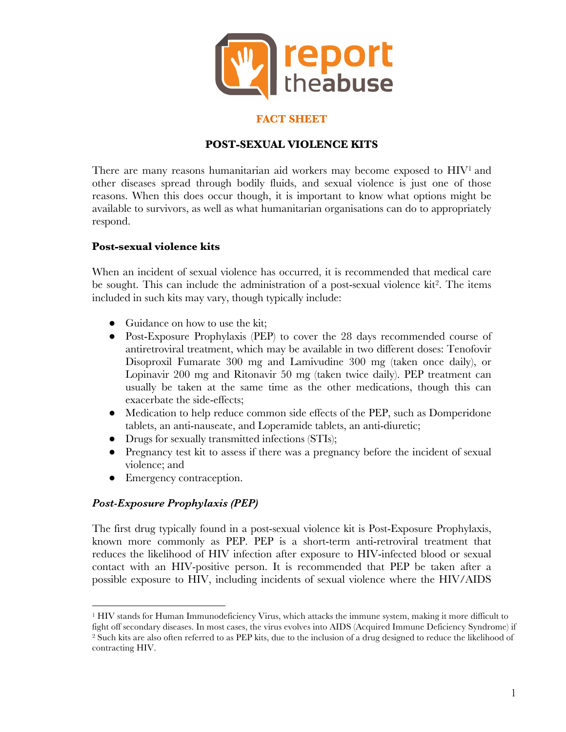**FACT SHEET**

# POST-SEXUAL VIOLENCE KITS

There are many reasons humanitarian aid workers may become exposed to HIV[1] and other diseases spread through bodily fluids, and sexual violence is just one of those reasons. When this does occur though, it is important to know what options might be available to survivors, as well as what humanitarian organisations can do to appropriately respond.

## Post-sexual violence kits

When an incident of sexual violence has occurred, it is recommended that medical care be sought. This can include the administration of a post-sexual violence kit[2]. The items included in such kits may vary, though typically include:

- Guidance on how to use the kit;
- Post-Exposure Prophylaxis (PEP) to cover the 28 days recommended course of antiretroviral treatment, which may be available in two different doses: Tenofovir Disoproxil Fumarate 300 mg and Lamivudine 300 mg (taken once daily), or Lopinavir 200 mg and Ritonavir 50 mg (taken twice daily). PEP treatment can usually be taken at the same time as the other medications, though this can exacerbate the side-effects;
- Medication to help reduce common side effects of the PEP, such as Domperidone tablets, an anti-nauseate, and Loperamide tablets, an anti-diuretic;
- Drugs for sexually transmitted infections (STIs);
- Pregnancy test kit to assess if there was a pregnancy before the incident of sexual violence; and
- Emergency contraception.

### *Post-Exposure Prophylaxis (PEP)*

The first drug typically found in a post-sexual violence kit is Post-Exposure Prophylaxis, known more commonly as PEP. PEP is a short-term anti-retroviral treatment that reduces the likelihood of HIV infection after exposure to HIV-infected blood or sexual contact with an HIV-positive person. It is recommended that PEP be taken after a possible exposure to HIV, including incidents of sexual violence where the HIV/AIDS

---

[1] HIV stands for Human Immunodeficiency Virus, which attacks the immune system, making it more difficult to fight off secondary diseases. In most cases, the virus evolves into AIDS (Acquired Immune Deficiency Syndrome) if

[2] Such kits are also often referred to as PEP kits, due to the inclusion of a drug designed to reduce the likelihood of contracting HIV.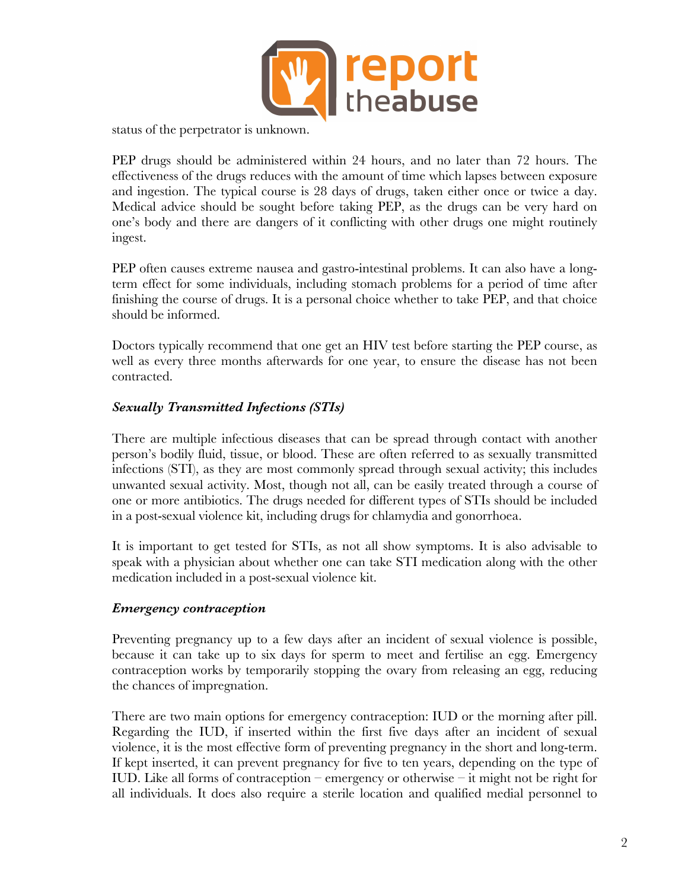status of the perpetrator is unknown.

PEP drugs should be administered within 24 hours, and no later than 72 hours. The effectiveness of the drugs reduces with the amount of time which lapses between exposure and ingestion. The typical course is 28 days of drugs, taken either once or twice a day. Medical advice should be sought before taking PEP, as the drugs can be very hard on one's body and there are dangers of it conflicting with other drugs one might routinely ingest.

PEP often causes extreme nausea and gastro-intestinal problems. It can also have a long-term effect for some individuals, including stomach problems for a period of time after finishing the course of drugs. It is a personal choice whether to take PEP, and that choice should be informed.

Doctors typically recommend that one get an HIV test before starting the PEP course, as well as every three months afterwards for one year, to ensure the disease has not been contracted.

### *Sexually Transmitted Infections (STIs)*

There are multiple infectious diseases that can be spread through contact with another person's bodily fluid, tissue, or blood. These are often referred to as sexually transmitted infections (STI), as they are most commonly spread through sexual activity; this includes unwanted sexual activity. Most, though not all, can be easily treated through a course of one or more antibiotics. The drugs needed for different types of STIs should be included in a post-sexual violence kit, including drugs for chlamydia and gonorrhoea.

It is important to get tested for STIs, as not all show symptoms. It is also advisable to speak with a physician about whether one can take STI medication along with the other medication included in a post-sexual violence kit.

### *Emergency contraception*

Preventing pregnancy up to a few days after an incident of sexual violence is possible, because it can take up to six days for sperm to meet and fertilise an egg. Emergency contraception works by temporarily stopping the ovary from releasing an egg, reducing the chances of impregnation.

There are two main options for emergency contraception: IUD or the morning after pill. Regarding the IUD, if inserted within the first five days after an incident of sexual violence, it is the most effective form of preventing pregnancy in the short and long-term. If kept inserted, it can prevent pregnancy for five to ten years, depending on the type of IUD. Like all forms of contraception – emergency or otherwise – it might not be right for all individuals. It does also require a sterile location and qualified medial personnel to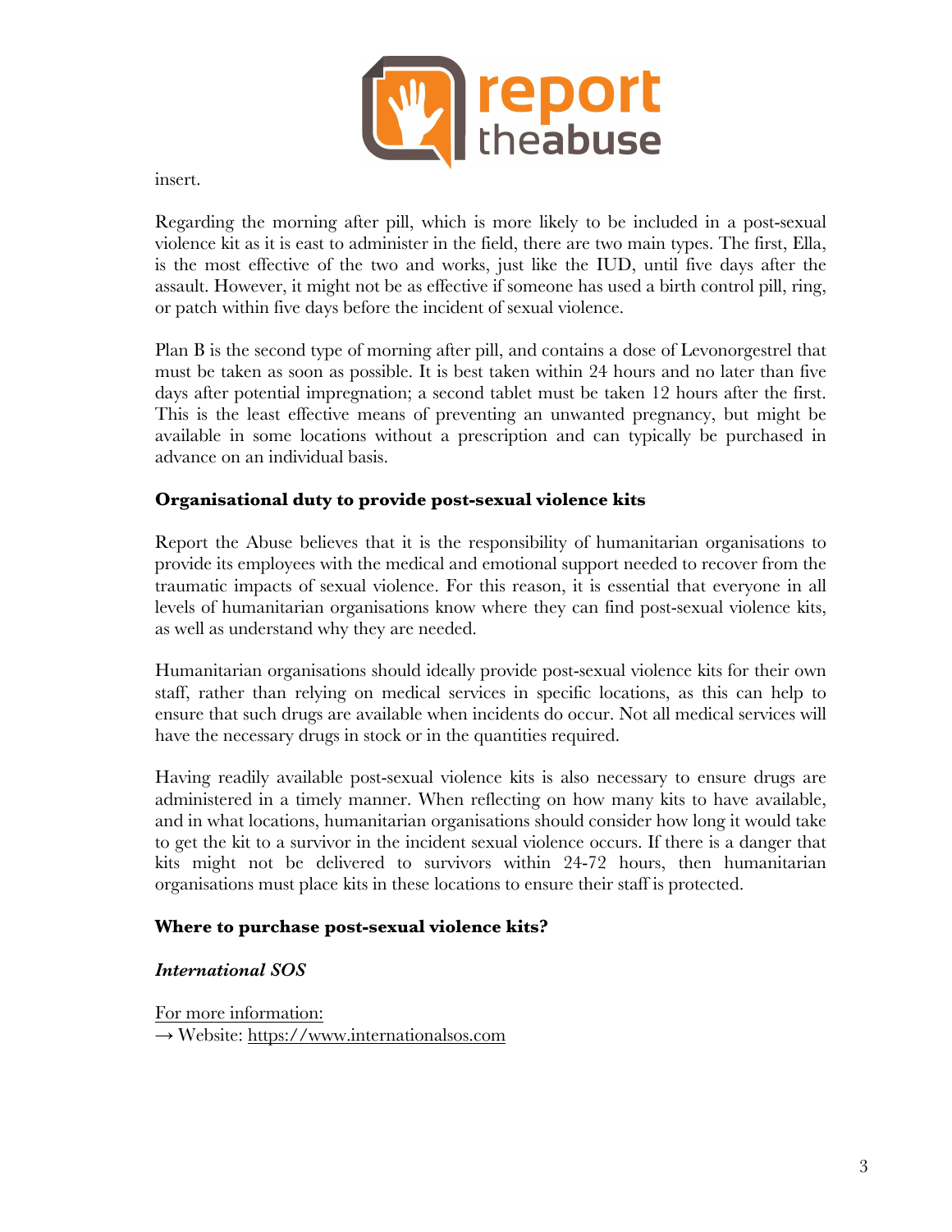insert.

Regarding the morning after pill, which is more likely to be included in a post-sexual violence kit as it is east to administer in the field, there are two main types. The first, Ella, is the most effective of the two and works, just like the IUD, until five days after the assault. However, it might not be as effective if someone has used a birth control pill, ring, or patch within five days before the incident of sexual violence.

Plan B is the second type of morning after pill, and contains a dose of Levonorgestrel that must be taken as soon as possible. It is best taken within 24 hours and no later than five days after potential impregnation; a second tablet must be taken 12 hours after the first. This is the least effective means of preventing an unwanted pregnancy, but might be available in some locations without a prescription and can typically be purchased in advance on an individual basis.

**Organisational duty to provide post-sexual violence kits**

Report the Abuse believes that it is the responsibility of humanitarian organisations to provide its employees with the medical and emotional support needed to recover from the traumatic impacts of sexual violence. For this reason, it is essential that everyone in all levels of humanitarian organisations know where they can find post-sexual violence kits, as well as understand why they are needed.

Humanitarian organisations should ideally provide post-sexual violence kits for their own staff, rather than relying on medical services in specific locations, as this can help to ensure that such drugs are available when incidents do occur. Not all medical services will have the necessary drugs in stock or in the quantities required.

Having readily available post-sexual violence kits is also necessary to ensure drugs are administered in a timely manner. When reflecting on how many kits to have available, and in what locations, humanitarian organisations should consider how long it would take to get the kit to a survivor in the incident sexual violence occurs. If there is a danger that kits might not be delivered to survivors within 24-72 hours, then humanitarian organisations must place kits in these locations to ensure their staff is protected.

**Where to purchase post-sexual violence kits?**

***International SOS***

For more information:
→ Website: https://www.internationalsos.com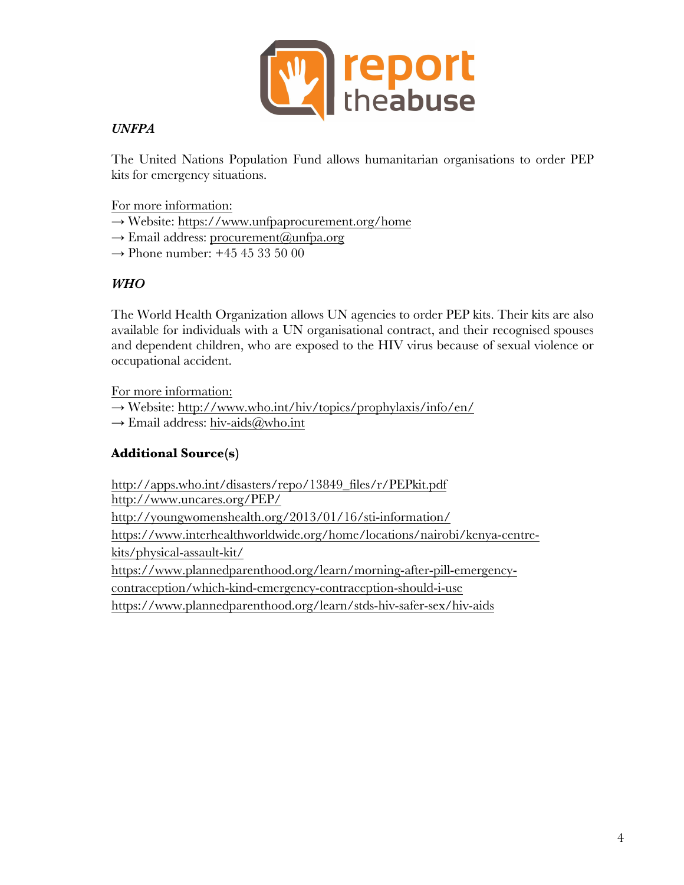***UNFPA***

The United Nations Population Fund allows humanitarian organisations to order PEP kits for emergency situations.

For more information:

→ Website: https://www.unfpaprocurement.org/home
→ Email address: procurement@unfpa.org
→ Phone number: +45 45 33 50 00

***WHO***

The World Health Organization allows UN agencies to order PEP kits. Their kits are also available for individuals with a UN organisational contract, and their recognised spouses and dependent children, who are exposed to the HIV virus because of sexual violence or occupational accident.

For more information:

→ Website: http://www.who.int/hiv/topics/prophylaxis/info/en/
→ Email address: hiv-aids@who.int

**Additional Source(s)**

http://apps.who.int/disasters/repo/13849_files/r/PEPkit.pdf
http://www.uncares.org/PEP/
http://youngwomenshealth.org/2013/01/16/sti-information/
https://www.interhealthworldwide.org/home/locations/nairobi/kenya-centre-kits/physical-assault-kit/
https://www.plannedparenthood.org/learn/morning-after-pill-emergency-contraception/which-kind-emergency-contraception-should-i-use
https://www.plannedparenthood.org/learn/stds-hiv-safer-sex/hiv-aids